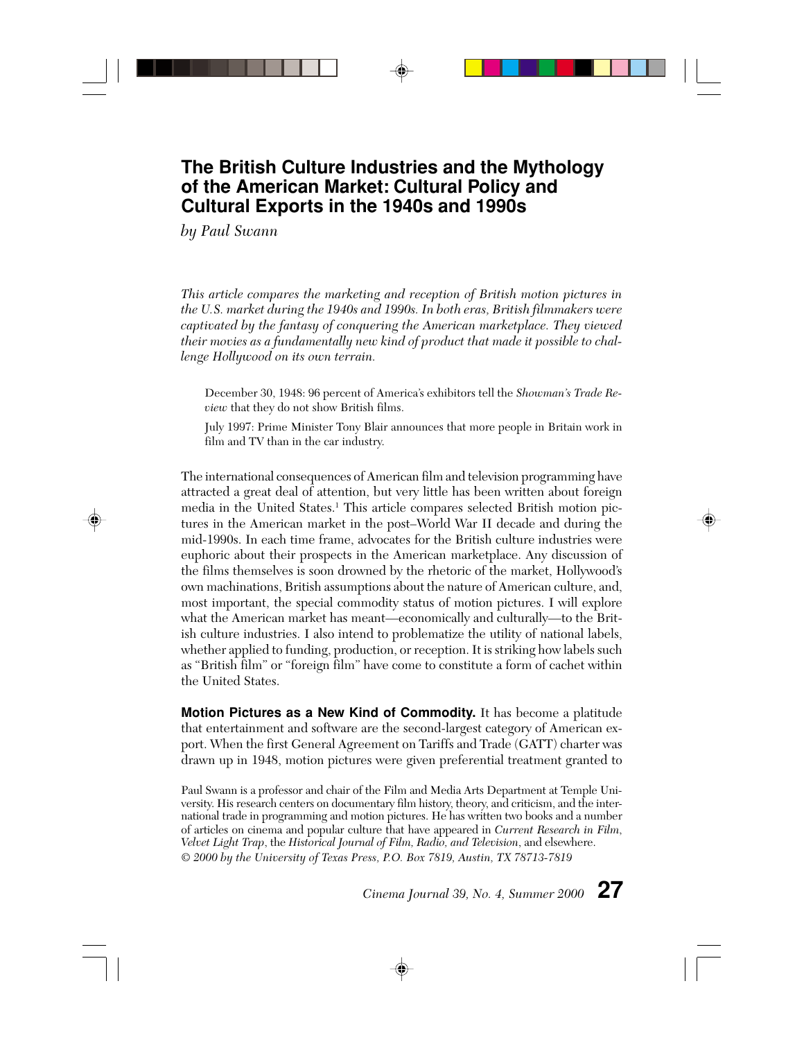# The British Culture Industries and the Mythology of the American Market: Cultural Policy and Cultural Exports in the 1940s and 1990s

*by Paul Swann*

*This article compares the marketing and reception of British motion pictures in the U.S. market during the 1940s and 1990s. In both eras, British filmmakers were captivated by the fantasy of conquering the American marketplace. They viewed their movies as a fundamentally new kind of product that made it possible to challenge Hollywood on its own terrain.*

> December 30, 1948: 96 percent of America's exhibitors tell the *Showman's Trade Review* that they do not show British films.
>
> July 1997: Prime Minister Tony Blair announces that more people in Britain work in film and TV than in the car industry.

The international consequences of American film and television programming have attracted a great deal of attention, but very little has been written about foreign media in the United States.[1] This article compares selected British motion pictures in the American market in the post–World War II decade and during the mid-1990s. In each time frame, advocates for the British culture industries were euphoric about their prospects in the American marketplace. Any discussion of the films themselves is soon drowned by the rhetoric of the market, Hollywood's own machinations, British assumptions about the nature of American culture, and, most important, the special commodity status of motion pictures. I will explore what the American market has meant—economically and culturally—to the British culture industries. I also intend to problematize the utility of national labels, whether applied to funding, production, or reception. It is striking how labels such as "British film" or "foreign film" have come to constitute a form of cachet within the United States.

**Motion Pictures as a New Kind of Commodity.** It has become a platitude that entertainment and software are the second-largest category of American export. When the first General Agreement on Tariffs and Trade (GATT) charter was drawn up in 1948, motion pictures were given preferential treatment granted to

Paul Swann is a professor and chair of the Film and Media Arts Department at Temple University. His research centers on documentary film history, theory, and criticism, and the international trade in programming and motion pictures. He has written two books and a number of articles on cinema and popular culture that have appeared in *Current Research in Film*, *Velvet Light Trap*, the *Historical Journal of Film, Radio, and Television*, and elsewhere.

*© 2000 by the University of Texas Press, P.O. Box 7819, Austin, TX 78713-7819*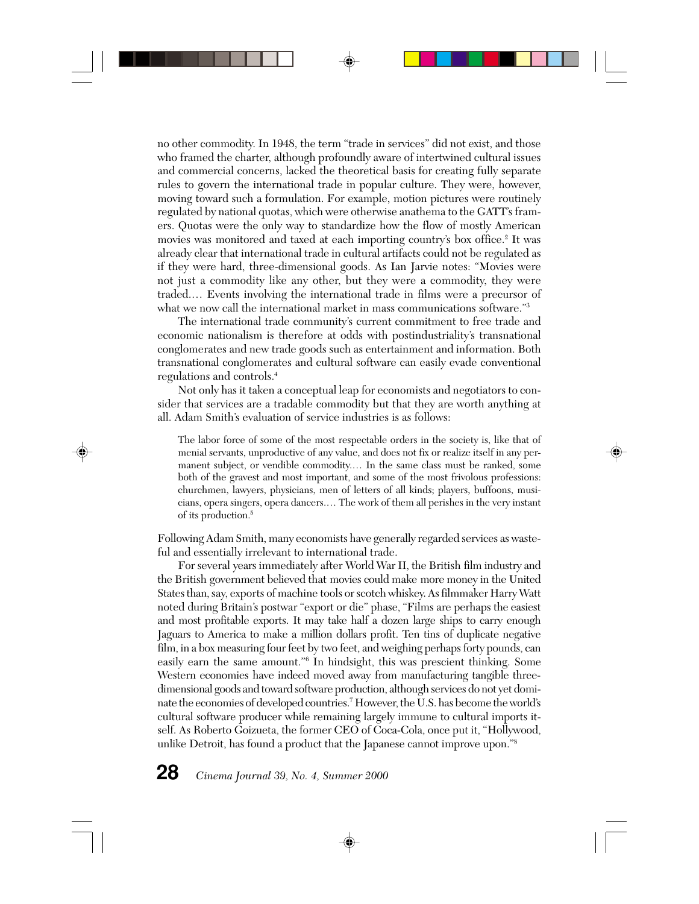no other commodity. In 1948, the term "trade in services" did not exist, and those who framed the charter, although profoundly aware of intertwined cultural issues and commercial concerns, lacked the theoretical basis for creating fully separate rules to govern the international trade in popular culture. They were, however, moving toward such a formulation. For example, motion pictures were routinely regulated by national quotas, which were otherwise anathema to the GATT's framers. Quotas were the only way to standardize how the flow of mostly American movies was monitored and taxed at each importing country's box office.[2] It was already clear that international trade in cultural artifacts could not be regulated as if they were hard, three-dimensional goods. As Ian Jarvie notes: "Movies were not just a commodity like any other, but they were a commodity, they were traded.… Events involving the international trade in films were a precursor of what we now call the international market in mass communications software."[3]

The international trade community's current commitment to free trade and economic nationalism is therefore at odds with postindustriality's transnational conglomerates and new trade goods such as entertainment and information. Both transnational conglomerates and cultural software can easily evade conventional regulations and controls.[4]

Not only has it taken a conceptual leap for economists and negotiators to consider that services are a tradable commodity but that they are worth anything at all. Adam Smith's evaluation of service industries is as follows:

> The labor force of some of the most respectable orders in the society is, like that of menial servants, unproductive of any value, and does not fix or realize itself in any permanent subject, or vendible commodity.… In the same class must be ranked, some both of the gravest and most important, and some of the most frivolous professions: churchmen, lawyers, physicians, men of letters of all kinds; players, buffoons, musicians, opera singers, opera dancers.… The work of them all perishes in the very instant of its production.[5]

Following Adam Smith, many economists have generally regarded services as wasteful and essentially irrelevant to international trade.

For several years immediately after World War II, the British film industry and the British government believed that movies could make more money in the United States than, say, exports of machine tools or scotch whiskey. As filmmaker Harry Watt noted during Britain's postwar "export or die" phase, "Films are perhaps the easiest and most profitable exports. It may take half a dozen large ships to carry enough Jaguars to America to make a million dollars profit. Ten tins of duplicate negative film, in a box measuring four feet by two feet, and weighing perhaps forty pounds, can easily earn the same amount."[6] In hindsight, this was prescient thinking. Some Western economies have indeed moved away from manufacturing tangible three-dimensional goods and toward software production, although services do not yet dominate the economies of developed countries.[7] However, the U.S. has become the world's cultural software producer while remaining largely immune to cultural imports itself. As Roberto Goizueta, the former CEO of Coca-Cola, once put it, "Hollywood, unlike Detroit, has found a product that the Japanese cannot improve upon."[8]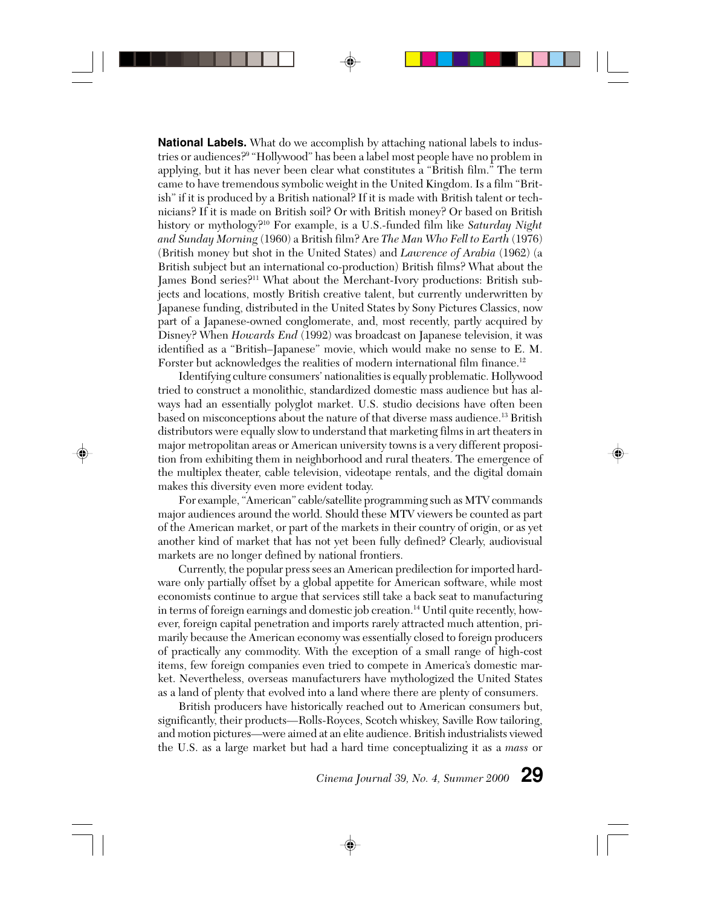**National Labels.** What do we accomplish by attaching national labels to industries or audiences?[9] "Hollywood" has been a label most people have no problem in applying, but it has never been clear what constitutes a "British film." The term came to have tremendous symbolic weight in the United Kingdom. Is a film "British" if it is produced by a British national? If it is made with British talent or technicians? If it is made on British soil? Or with British money? Or based on British history or mythology?[10] For example, is a U.S.-funded film like *Saturday Night and Sunday Morning* (1960) a British film? Are *The Man Who Fell to Earth* (1976) (British money but shot in the United States) and *Lawrence of Arabia* (1962) (a British subject but an international co-production) British films? What about the James Bond series?[11] What about the Merchant-Ivory productions: British subjects and locations, mostly British creative talent, but currently underwritten by Japanese funding, distributed in the United States by Sony Pictures Classics, now part of a Japanese-owned conglomerate, and, most recently, partly acquired by Disney? When *Howards End* (1992) was broadcast on Japanese television, it was identified as a "British–Japanese" movie, which would make no sense to E. M. Forster but acknowledges the realities of modern international film finance.[12]

Identifying culture consumers' nationalities is equally problematic. Hollywood tried to construct a monolithic, standardized domestic mass audience but has always had an essentially polyglot market. U.S. studio decisions have often been based on misconceptions about the nature of that diverse mass audience.[13] British distributors were equally slow to understand that marketing films in art theaters in major metropolitan areas or American university towns is a very different proposition from exhibiting them in neighborhood and rural theaters. The emergence of the multiplex theater, cable television, videotape rentals, and the digital domain makes this diversity even more evident today.

For example, "American" cable/satellite programming such as MTV commands major audiences around the world. Should these MTV viewers be counted as part of the American market, or part of the markets in their country of origin, or as yet another kind of market that has not yet been fully defined? Clearly, audiovisual markets are no longer defined by national frontiers.

Currently, the popular press sees an American predilection for imported hardware only partially offset by a global appetite for American software, while most economists continue to argue that services still take a back seat to manufacturing in terms of foreign earnings and domestic job creation.[14] Until quite recently, however, foreign capital penetration and imports rarely attracted much attention, primarily because the American economy was essentially closed to foreign producers of practically any commodity. With the exception of a small range of high-cost items, few foreign companies even tried to compete in America's domestic market. Nevertheless, overseas manufacturers have mythologized the United States as a land of plenty that evolved into a land where there are plenty of consumers.

British producers have historically reached out to American consumers but, significantly, their products—Rolls-Royces, Scotch whiskey, Saville Row tailoring, and motion pictures—were aimed at an elite audience. British industrialists viewed the U.S. as a large market but had a hard time conceptualizing it as a *mass* or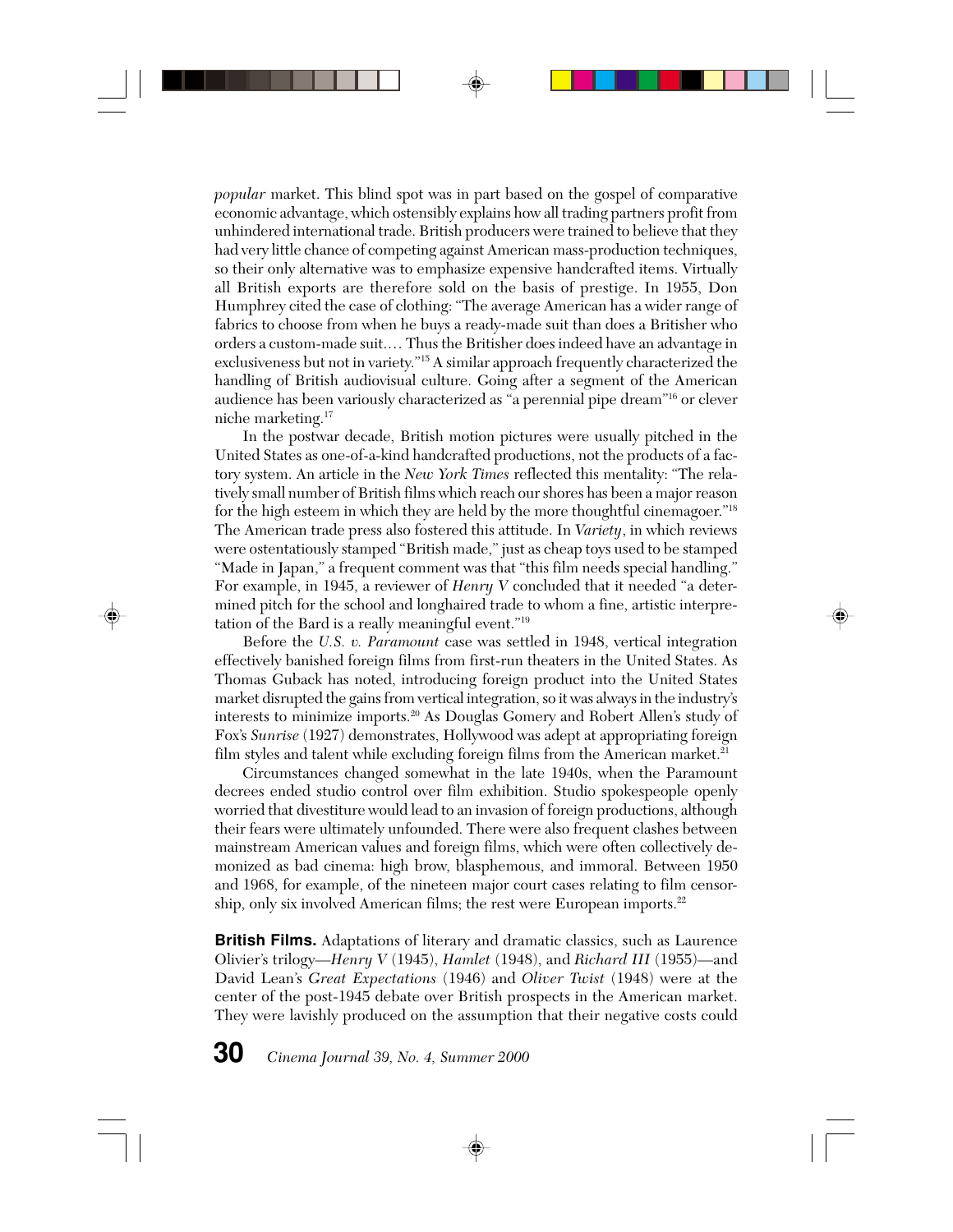*popular* market. This blind spot was in part based on the gospel of comparative economic advantage, which ostensibly explains how all trading partners profit from unhindered international trade. British producers were trained to believe that they had very little chance of competing against American mass-production techniques, so their only alternative was to emphasize expensive handcrafted items. Virtually all British exports are therefore sold on the basis of prestige. In 1955, Don Humphrey cited the case of clothing: "The average American has a wider range of fabrics to choose from when he buys a ready-made suit than does a Britisher who orders a custom-made suit.... Thus the Britisher does indeed have an advantage in exclusiveness but not in variety."[15] A similar approach frequently characterized the handling of British audiovisual culture. Going after a segment of the American audience has been variously characterized as "a perennial pipe dream"[16] or clever niche marketing.[17]

In the postwar decade, British motion pictures were usually pitched in the United States as one-of-a-kind handcrafted productions, not the products of a factory system. An article in the *New York Times* reflected this mentality: "The relatively small number of British films which reach our shores has been a major reason for the high esteem in which they are held by the more thoughtful cinemagoer."[18] The American trade press also fostered this attitude. In *Variety*, in which reviews were ostentatiously stamped "British made," just as cheap toys used to be stamped "Made in Japan," a frequent comment was that "this film needs special handling." For example, in 1945, a reviewer of *Henry V* concluded that it needed "a determined pitch for the school and longhaired trade to whom a fine, artistic interpretation of the Bard is a really meaningful event."[19]

Before the *U.S. v. Paramount* case was settled in 1948, vertical integration effectively banished foreign films from first-run theaters in the United States. As Thomas Guback has noted, introducing foreign product into the United States market disrupted the gains from vertical integration, so it was always in the industry's interests to minimize imports.[20] As Douglas Gomery and Robert Allen's study of Fox's *Sunrise* (1927) demonstrates, Hollywood was adept at appropriating foreign film styles and talent while excluding foreign films from the American market.[21]

Circumstances changed somewhat in the late 1940s, when the Paramount decrees ended studio control over film exhibition. Studio spokespeople openly worried that divestiture would lead to an invasion of foreign productions, although their fears were ultimately unfounded. There were also frequent clashes between mainstream American values and foreign films, which were often collectively demonized as bad cinema: high brow, blasphemous, and immoral. Between 1950 and 1968, for example, of the nineteen major court cases relating to film censorship, only six involved American films; the rest were European imports.[22]

**British Films.** Adaptations of literary and dramatic classics, such as Laurence Olivier's trilogy—*Henry V* (1945), *Hamlet* (1948), and *Richard III* (1955)—and David Lean's *Great Expectations* (1946) and *Oliver Twist* (1948) were at the center of the post-1945 debate over British prospects in the American market. They were lavishly produced on the assumption that their negative costs could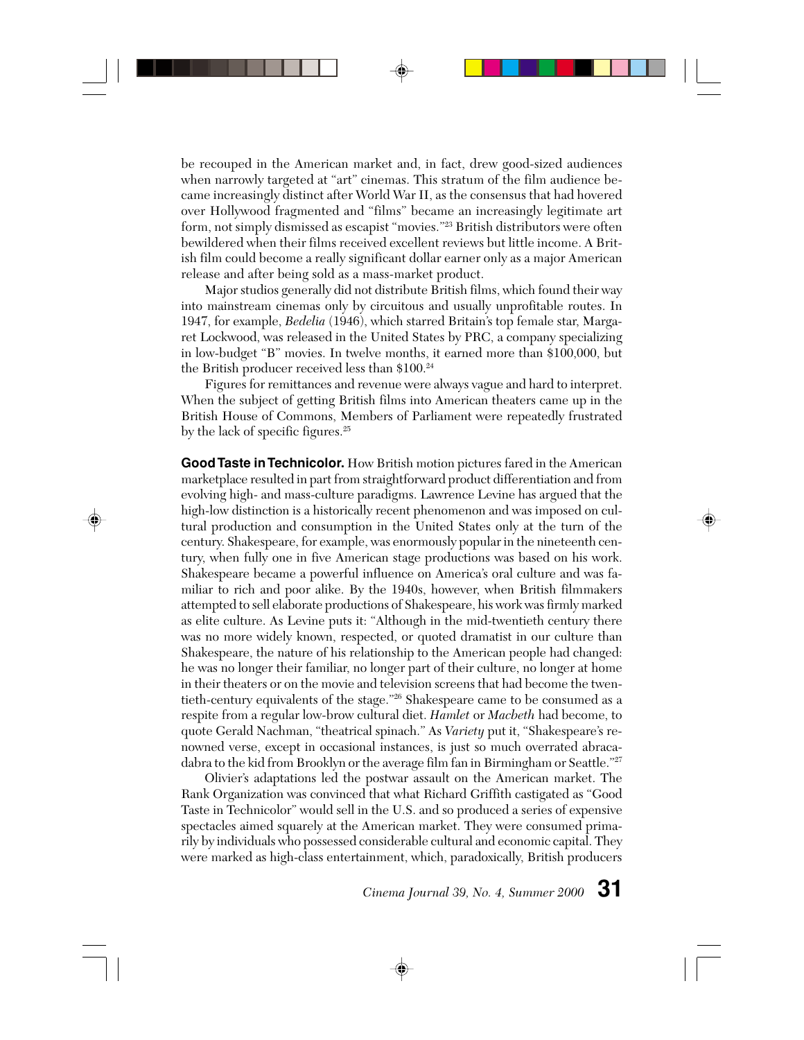be recouped in the American market and, in fact, drew good-sized audiences when narrowly targeted at "art" cinemas. This stratum of the film audience became increasingly distinct after World War II, as the consensus that had hovered over Hollywood fragmented and "films" became an increasingly legitimate art form, not simply dismissed as escapist "movies."[23] British distributors were often bewildered when their films received excellent reviews but little income. A British film could become a really significant dollar earner only as a major American release and after being sold as a mass-market product.

Major studios generally did not distribute British films, which found their way into mainstream cinemas only by circuitous and usually unprofitable routes. In 1947, for example, *Bedelia* (1946), which starred Britain's top female star, Margaret Lockwood, was released in the United States by PRC, a company specializing in low-budget "B" movies. In twelve months, it earned more than $100,000, but the British producer received less than $100.[24]

Figures for remittances and revenue were always vague and hard to interpret. When the subject of getting British films into American theaters came up in the British House of Commons, Members of Parliament were repeatedly frustrated by the lack of specific figures.[25]

**Good Taste in Technicolor.** How British motion pictures fared in the American marketplace resulted in part from straightforward product differentiation and from evolving high- and mass-culture paradigms. Lawrence Levine has argued that the high-low distinction is a historically recent phenomenon and was imposed on cultural production and consumption in the United States only at the turn of the century. Shakespeare, for example, was enormously popular in the nineteenth century, when fully one in five American stage productions was based on his work. Shakespeare became a powerful influence on America's oral culture and was familiar to rich and poor alike. By the 1940s, however, when British filmmakers attempted to sell elaborate productions of Shakespeare, his work was firmly marked as elite culture. As Levine puts it: "Although in the mid-twentieth century there was no more widely known, respected, or quoted dramatist in our culture than Shakespeare, the nature of his relationship to the American people had changed: he was no longer their familiar, no longer part of their culture, no longer at home in their theaters or on the movie and television screens that had become the twentieth-century equivalents of the stage."[26] Shakespeare came to be consumed as a respite from a regular low-brow cultural diet. *Hamlet* or *Macbeth* had become, to quote Gerald Nachman, "theatrical spinach." As *Variety* put it, "Shakespeare's renowned verse, except in occasional instances, is just so much overrated abracadabra to the kid from Brooklyn or the average film fan in Birmingham or Seattle."[27]

Olivier's adaptations led the postwar assault on the American market. The Rank Organization was convinced that what Richard Griffith castigated as "Good Taste in Technicolor" would sell in the U.S. and so produced a series of expensive spectacles aimed squarely at the American market. They were consumed primarily by individuals who possessed considerable cultural and economic capital. They were marked as high-class entertainment, which, paradoxically, British producers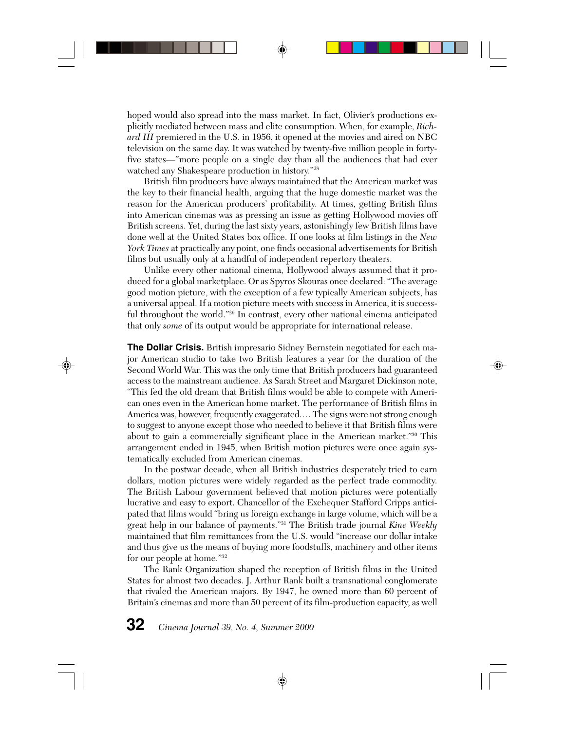hoped would also spread into the mass market. In fact, Olivier's productions explicitly mediated between mass and elite consumption. When, for example, *Richard III* premiered in the U.S. in 1956, it opened at the movies and aired on NBC television on the same day. It was watched by twenty-five million people in forty-five states—"more people on a single day than all the audiences that had ever watched any Shakespeare production in history."[28]

British film producers have always maintained that the American market was the key to their financial health, arguing that the huge domestic market was the reason for the American producers' profitability. At times, getting British films into American cinemas was as pressing an issue as getting Hollywood movies off British screens. Yet, during the last sixty years, astonishingly few British films have done well at the United States box office. If one looks at film listings in the *New York Times* at practically any point, one finds occasional advertisements for British films but usually only at a handful of independent repertory theaters.

Unlike every other national cinema, Hollywood always assumed that it produced for a global marketplace. Or as Spyros Skouras once declared: "The average good motion picture, with the exception of a few typically American subjects, has a universal appeal. If a motion picture meets with success in America, it is successful throughout the world."[29] In contrast, every other national cinema anticipated that only *some* of its output would be appropriate for international release.

**The Dollar Crisis.** British impresario Sidney Bernstein negotiated for each major American studio to take two British features a year for the duration of the Second World War. This was the only time that British producers had guaranteed access to the mainstream audience. As Sarah Street and Margaret Dickinson note, "This fed the old dream that British films would be able to compete with American ones even in the American home market. The performance of British films in America was, however, frequently exaggerated.... The signs were not strong enough to suggest to anyone except those who needed to believe it that British films were about to gain a commercially significant place in the American market."[30] This arrangement ended in 1945, when British motion pictures were once again systematically excluded from American cinemas.

In the postwar decade, when all British industries desperately tried to earn dollars, motion pictures were widely regarded as the perfect trade commodity. The British Labour government believed that motion pictures were potentially lucrative and easy to export. Chancellor of the Exchequer Stafford Cripps anticipated that films would "bring us foreign exchange in large volume, which will be a great help in our balance of payments."[31] The British trade journal *Kine Weekly* maintained that film remittances from the U.S. would "increase our dollar intake and thus give us the means of buying more foodstuffs, machinery and other items for our people at home."[32]

The Rank Organization shaped the reception of British films in the United States for almost two decades. J. Arthur Rank built a transnational conglomerate that rivaled the American majors. By 1947, he owned more than 60 percent of Britain's cinemas and more than 50 percent of its film-production capacity, as well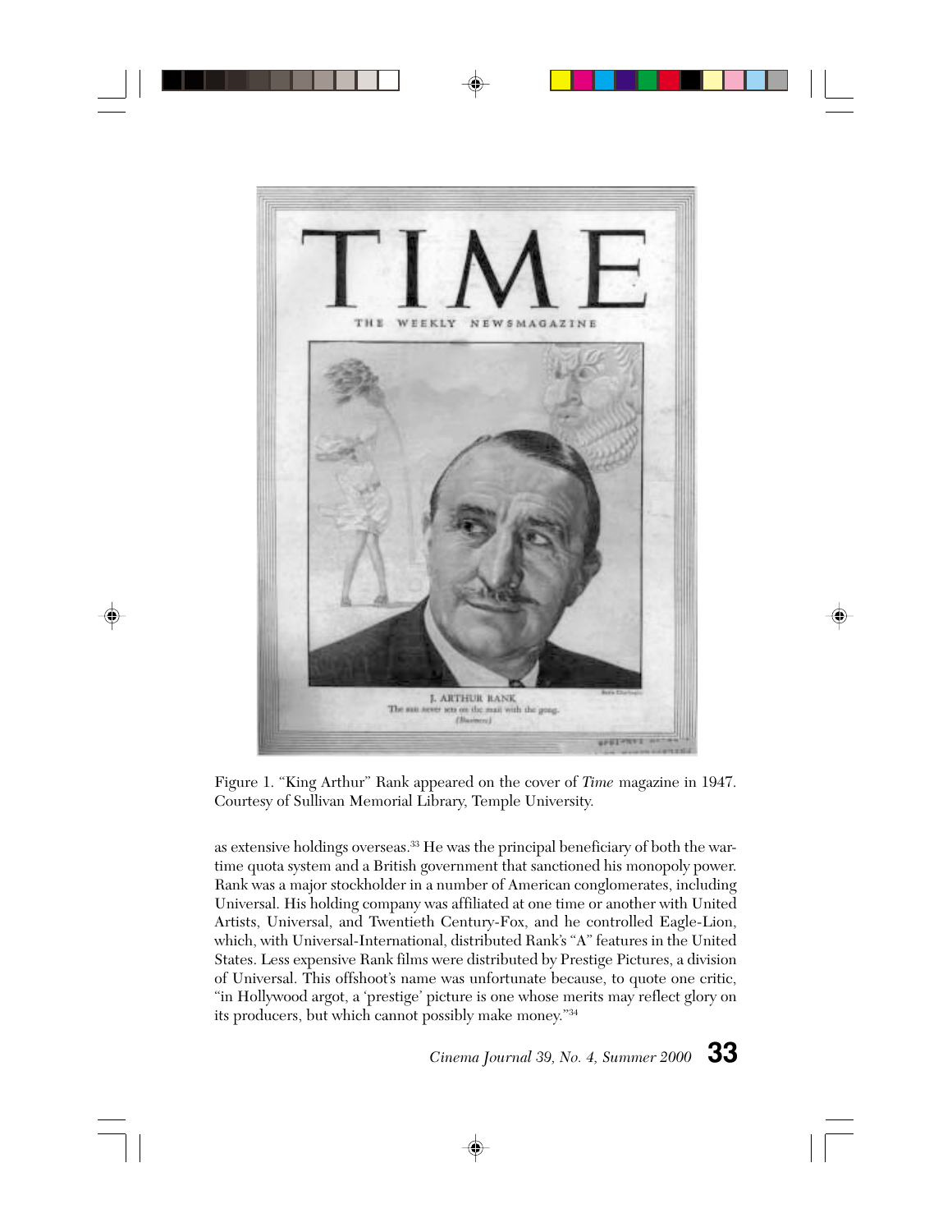Figure 1. “King Arthur” Rank appeared on the cover of *Time* magazine in 1947. Courtesy of Sullivan Memorial Library, Temple University.

as extensive holdings overseas.[33] He was the principal beneficiary of both the wartime quota system and a British government that sanctioned his monopoly power. Rank was a major stockholder in a number of American conglomerates, including Universal. His holding company was affiliated at one time or another with United Artists, Universal, and Twentieth Century-Fox, and he controlled Eagle-Lion, which, with Universal-International, distributed Rank’s “A” features in the United States. Less expensive Rank films were distributed by Prestige Pictures, a division of Universal. This offshoot’s name was unfortunate because, to quote one critic, “in Hollywood argot, a ‘prestige’ picture is one whose merits may reflect glory on its producers, but which cannot possibly make money.”[34]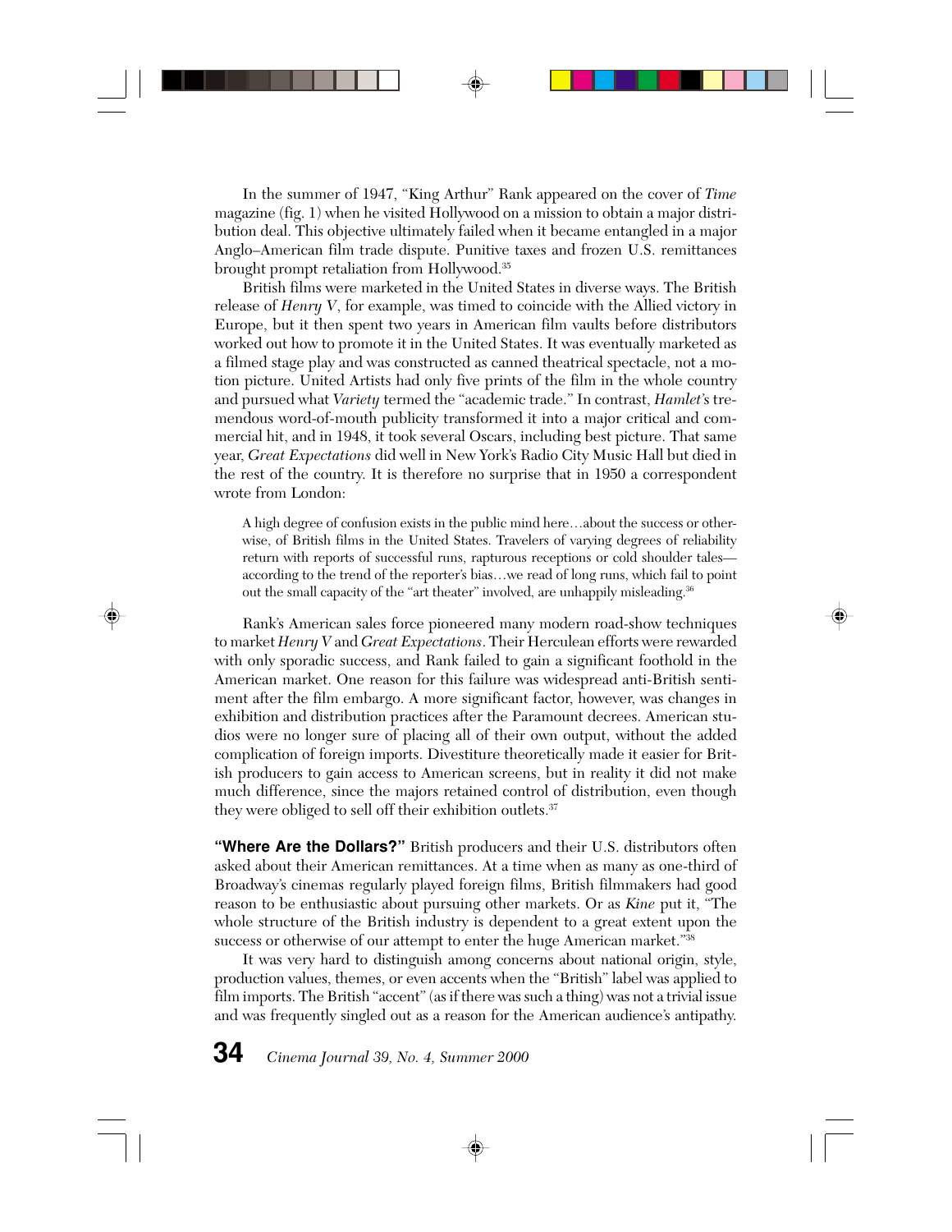In the summer of 1947, "King Arthur" Rank appeared on the cover of *Time* magazine (fig. 1) when he visited Hollywood on a mission to obtain a major distribution deal. This objective ultimately failed when it became entangled in a major Anglo–American film trade dispute. Punitive taxes and frozen U.S. remittances brought prompt retaliation from Hollywood.[35]

British films were marketed in the United States in diverse ways. The British release of *Henry V*, for example, was timed to coincide with the Allied victory in Europe, but it then spent two years in American film vaults before distributors worked out how to promote it in the United States. It was eventually marketed as a filmed stage play and was constructed as canned theatrical spectacle, not a motion picture. United Artists had only five prints of the film in the whole country and pursued what *Variety* termed the "academic trade." In contrast, *Hamlet's* tremendous word-of-mouth publicity transformed it into a major critical and commercial hit, and in 1948, it took several Oscars, including best picture. That same year, *Great Expectations* did well in New York's Radio City Music Hall but died in the rest of the country. It is therefore no surprise that in 1950 a correspondent wrote from London:

> A high degree of confusion exists in the public mind here…about the success or otherwise, of British films in the United States. Travelers of varying degrees of reliability return with reports of successful runs, rapturous receptions or cold shoulder tales—according to the trend of the reporter's bias…we read of long runs, which fail to point out the small capacity of the "art theater" involved, are unhappily misleading.[36]

Rank's American sales force pioneered many modern road-show techniques to market *Henry V* and *Great Expectations*. Their Herculean efforts were rewarded with only sporadic success, and Rank failed to gain a significant foothold in the American market. One reason for this failure was widespread anti-British sentiment after the film embargo. A more significant factor, however, was changes in exhibition and distribution practices after the Paramount decrees. American studios were no longer sure of placing all of their own output, without the added complication of foreign imports. Divestiture theoretically made it easier for British producers to gain access to American screens, but in reality it did not make much difference, since the majors retained control of distribution, even though they were obliged to sell off their exhibition outlets.[37]

**"Where Are the Dollars?"** British producers and their U.S. distributors often asked about their American remittances. At a time when as many as one-third of Broadway's cinemas regularly played foreign films, British filmmakers had good reason to be enthusiastic about pursuing other markets. Or as *Kine* put it, "The whole structure of the British industry is dependent to a great extent upon the success or otherwise of our attempt to enter the huge American market."[38]

It was very hard to distinguish among concerns about national origin, style, production values, themes, or even accents when the "British" label was applied to film imports. The British "accent" (as if there was such a thing) was not a trivial issue and was frequently singled out as a reason for the American audience's antipathy.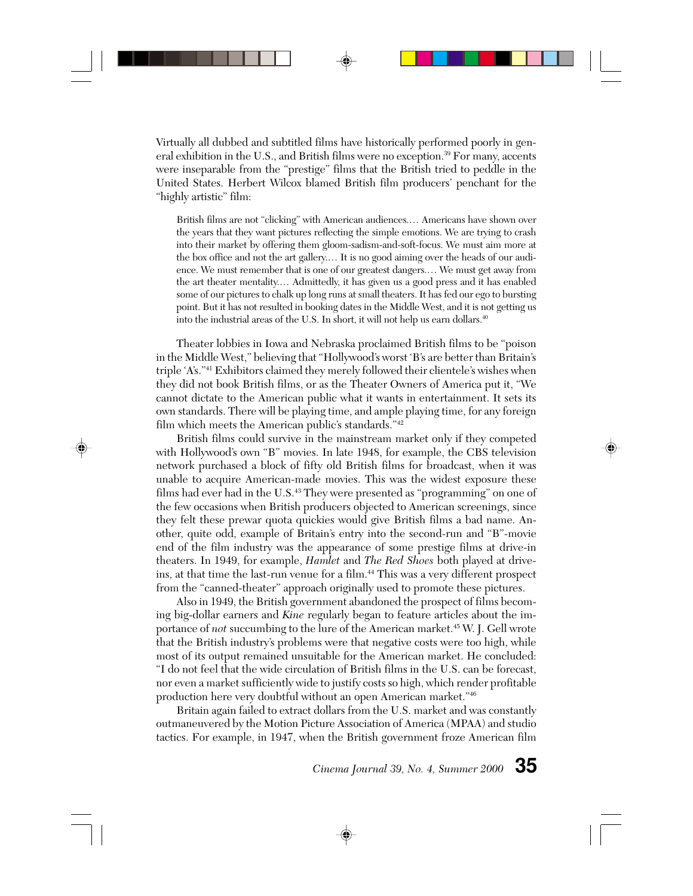Virtually all dubbed and subtitled films have historically performed poorly in general exhibition in the U.S., and British films were no exception.[39] For many, accents were inseparable from the "prestige" films that the British tried to peddle in the United States. Herbert Wilcox blamed British film producers' penchant for the "highly artistic" film:

> British films are not "clicking" with American audiences.… Americans have shown over the years that they want pictures reflecting the simple emotions. We are trying to crash into their market by offering them gloom-sadism-and-soft-focus. We must aim more at the box office and not the art gallery.… It is no good aiming over the heads of our audience. We must remember that is one of our greatest dangers.… We must get away from the art theater mentality.… Admittedly, it has given us a good press and it has enabled some of our pictures to chalk up long runs at small theaters. It has fed our ego to bursting point. But it has not resulted in booking dates in the Middle West, and it is not getting us into the industrial areas of the U.S. In short, it will not help us earn dollars.[40]

Theater lobbies in Iowa and Nebraska proclaimed British films to be "poison in the Middle West," believing that "Hollywood's worst 'B's are better than Britain's triple 'A's."[41] Exhibitors claimed they merely followed their clientele's wishes when they did not book British films, or as the Theater Owners of America put it, "We cannot dictate to the American public what it wants in entertainment. It sets its own standards. There will be playing time, and ample playing time, for any foreign film which meets the American public's standards."[42]

British films could survive in the mainstream market only if they competed with Hollywood's own "B" movies. In late 1948, for example, the CBS television network purchased a block of fifty old British films for broadcast, when it was unable to acquire American-made movies. This was the widest exposure these films had ever had in the U.S.[43] They were presented as "programming" on one of the few occasions when British producers objected to American screenings, since they felt these prewar quota quickies would give British films a bad name. Another, quite odd, example of Britain's entry into the second-run and "B"-movie end of the film industry was the appearance of some prestige films at drive-in theaters. In 1949, for example, *Hamlet* and *The Red Shoes* both played at drive-ins, at that time the last-run venue for a film.[44] This was a very different prospect from the "canned-theater" approach originally used to promote these pictures.

Also in 1949, the British government abandoned the prospect of films becoming big-dollar earners and *Kine* regularly began to feature articles about the importance of *not* succumbing to the lure of the American market.[45] W. J. Gell wrote that the British industry's problems were that negative costs were too high, while most of its output remained unsuitable for the American market. He concluded: "I do not feel that the wide circulation of British films in the U.S. can be forecast, nor even a market sufficiently wide to justify costs so high, which render profitable production here very doubtful without an open American market."[46]

Britain again failed to extract dollars from the U.S. market and was constantly outmaneuvered by the Motion Picture Association of America (MPAA) and studio tactics. For example, in 1947, when the British government froze American film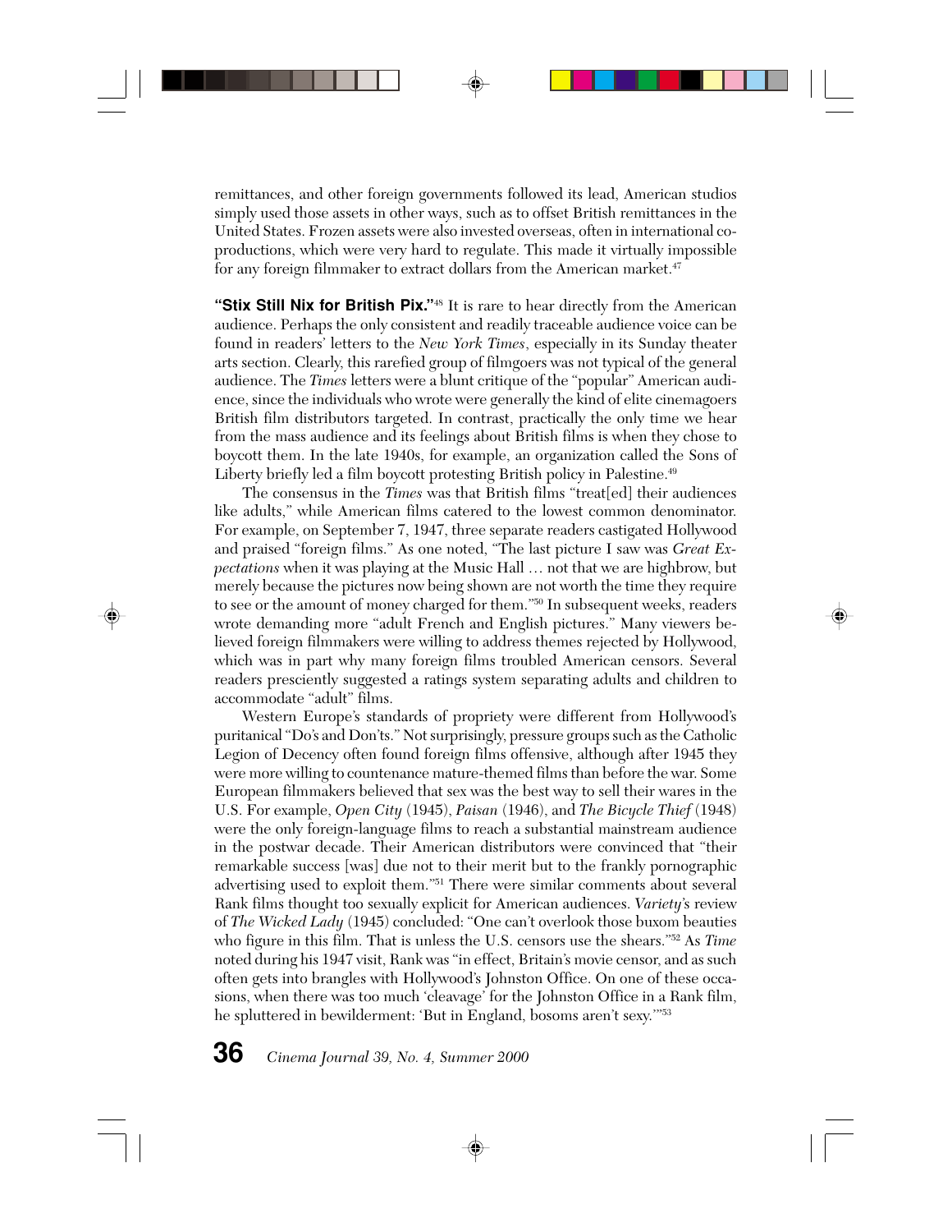remittances, and other foreign governments followed its lead, American studios simply used those assets in other ways, such as to offset British remittances in the United States. Frozen assets were also invested overseas, often in international co-productions, which were very hard to regulate. This made it virtually impossible for any foreign filmmaker to extract dollars from the American market.[47]

**"Stix Still Nix for British Pix."**[48] It is rare to hear directly from the American audience. Perhaps the only consistent and readily traceable audience voice can be found in readers' letters to the *New York Times*, especially in its Sunday theater arts section. Clearly, this rarefied group of filmgoers was not typical of the general audience. The *Times* letters were a blunt critique of the "popular" American audience, since the individuals who wrote were generally the kind of elite cinemagoers British film distributors targeted. In contrast, practically the only time we hear from the mass audience and its feelings about British films is when they chose to boycott them. In the late 1940s, for example, an organization called the Sons of Liberty briefly led a film boycott protesting British policy in Palestine.[49]

The consensus in the *Times* was that British films "treat[ed] their audiences like adults," while American films catered to the lowest common denominator. For example, on September 7, 1947, three separate readers castigated Hollywood and praised "foreign films." As one noted, "The last picture I saw was *Great Expectations* when it was playing at the Music Hall … not that we are highbrow, but merely because the pictures now being shown are not worth the time they require to see or the amount of money charged for them."[50] In subsequent weeks, readers wrote demanding more "adult French and English pictures." Many viewers believed foreign filmmakers were willing to address themes rejected by Hollywood, which was in part why many foreign films troubled American censors. Several readers presciently suggested a ratings system separating adults and children to accommodate "adult" films.

Western Europe's standards of propriety were different from Hollywood's puritanical "Do's and Don'ts." Not surprisingly, pressure groups such as the Catholic Legion of Decency often found foreign films offensive, although after 1945 they were more willing to countenance mature-themed films than before the war. Some European filmmakers believed that sex was the best way to sell their wares in the U.S. For example, *Open City* (1945), *Paisan* (1946), and *The Bicycle Thief* (1948) were the only foreign-language films to reach a substantial mainstream audience in the postwar decade. Their American distributors were convinced that "their remarkable success [was] due not to their merit but to the frankly pornographic advertising used to exploit them."[51] There were similar comments about several Rank films thought too sexually explicit for American audiences. *Variety*'s review of *The Wicked Lady* (1945) concluded: "One can't overlook those buxom beauties who figure in this film. That is unless the U.S. censors use the shears."[52] As *Time* noted during his 1947 visit, Rank was "in effect, Britain's movie censor, and as such often gets into brangles with Hollywood's Johnston Office. On one of these occasions, when there was too much 'cleavage' for the Johnston Office in a Rank film, he spluttered in bewilderment: 'But in England, bosoms aren't sexy.'"[53]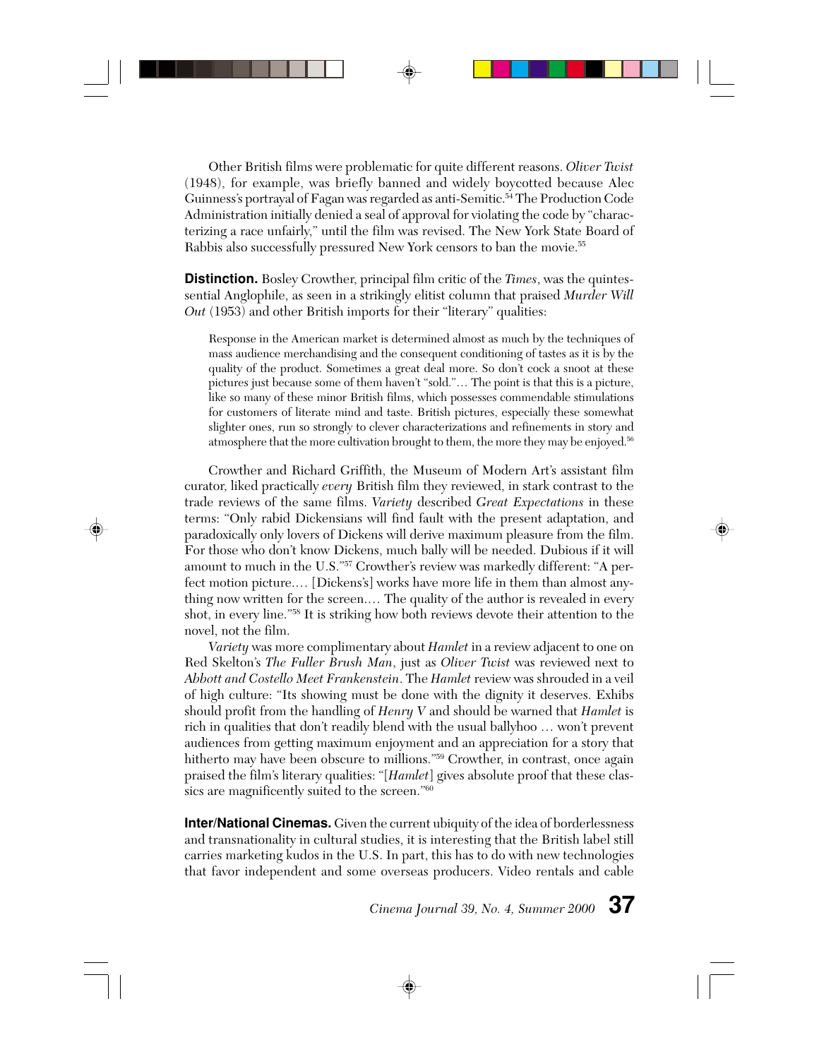Other British films were problematic for quite different reasons. *Oliver Twist* (1948), for example, was briefly banned and widely boycotted because Alec Guinness's portrayal of Fagan was regarded as anti-Semitic.[54] The Production Code Administration initially denied a seal of approval for violating the code by "characterizing a race unfairly," until the film was revised. The New York State Board of Rabbis also successfully pressured New York censors to ban the movie.[55]

**Distinction.** Bosley Crowther, principal film critic of the *Times*, was the quintessential Anglophile, as seen in a strikingly elitist column that praised *Murder Will Out* (1953) and other British imports for their "literary" qualities:

> Response in the American market is determined almost as much by the techniques of mass audience merchandising and the consequent conditioning of tastes as it is by the quality of the product. Sometimes a great deal more. So don't cock a snoot at these pictures just because some of them haven't "sold."… The point is that this is a picture, like so many of these minor British films, which possesses commendable stimulations for customers of literate mind and taste. British pictures, especially these somewhat slighter ones, run so strongly to clever characterizations and refinements in story and atmosphere that the more cultivation brought to them, the more they may be enjoyed.[56]

Crowther and Richard Griffith, the Museum of Modern Art's assistant film curator, liked practically *every* British film they reviewed, in stark contrast to the trade reviews of the same films. *Variety* described *Great Expectations* in these terms: "Only rabid Dickensians will find fault with the present adaptation, and paradoxically only lovers of Dickens will derive maximum pleasure from the film. For those who don't know Dickens, much bally will be needed. Dubious if it will amount to much in the U.S."[57] Crowther's review was markedly different: "A perfect motion picture.… [Dickens's] works have more life in them than almost anything now written for the screen.… The quality of the author is revealed in every shot, in every line."[58] It is striking how both reviews devote their attention to the novel, not the film.

*Variety* was more complimentary about *Hamlet* in a review adjacent to one on Red Skelton's *The Fuller Brush Man*, just as *Oliver Twist* was reviewed next to *Abbott and Costello Meet Frankenstein*. The *Hamlet* review was shrouded in a veil of high culture: "Its showing must be done with the dignity it deserves. Exhibs should profit from the handling of *Henry V* and should be warned that *Hamlet* is rich in qualities that don't readily blend with the usual ballyhoo … won't prevent audiences from getting maximum enjoyment and an appreciation for a story that hitherto may have been obscure to millions."[59] Crowther, in contrast, once again praised the film's literary qualities: "[*Hamlet*] gives absolute proof that these classics are magnificently suited to the screen."[60]

**Inter/National Cinemas.** Given the current ubiquity of the idea of borderlessness and transnationality in cultural studies, it is interesting that the British label still carries marketing kudos in the U.S. In part, this has to do with new technologies that favor independent and some overseas producers. Video rentals and cable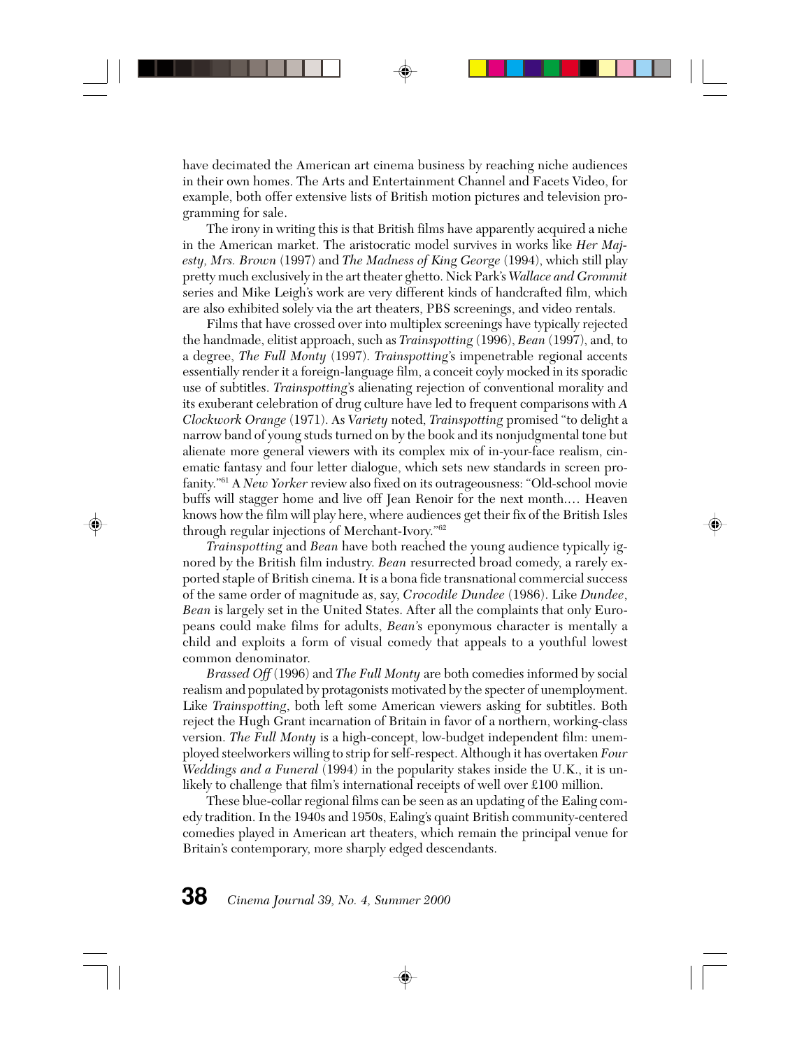have decimated the American art cinema business by reaching niche audiences in their own homes. The Arts and Entertainment Channel and Facets Video, for example, both offer extensive lists of British motion pictures and television programming for sale.

The irony in writing this is that British films have apparently acquired a niche in the American market. The aristocratic model survives in works like *Her Majesty, Mrs. Brown* (1997) and *The Madness of King George* (1994), which still play pretty much exclusively in the art theater ghetto. Nick Park's *Wallace and Grommit* series and Mike Leigh's work are very different kinds of handcrafted film, which are also exhibited solely via the art theaters, PBS screenings, and video rentals.

Films that have crossed over into multiplex screenings have typically rejected the handmade, elitist approach, such as *Trainspotting* (1996), *Bean* (1997), and, to a degree, *The Full Monty* (1997). *Trainspotting*'s impenetrable regional accents essentially render it a foreign-language film, a conceit coyly mocked in its sporadic use of subtitles. *Trainspotting*'s alienating rejection of conventional morality and its exuberant celebration of drug culture have led to frequent comparisons with *A Clockwork Orange* (1971). As *Variety* noted, *Trainspotting* promised "to delight a narrow band of young studs turned on by the book and its nonjudgmental tone but alienate more general viewers with its complex mix of in-your-face realism, cinematic fantasy and four letter dialogue, which sets new standards in screen profanity."[61] A *New Yorker* review also fixed on its outrageousness: "Old-school movie buffs will stagger home and live off Jean Renoir for the next month.... Heaven knows how the film will play here, where audiences get their fix of the British Isles through regular injections of Merchant-Ivory."[62]

*Trainspotting* and *Bean* have both reached the young audience typically ignored by the British film industry. *Bean* resurrected broad comedy, a rarely exported staple of British cinema. It is a bona fide transnational commercial success of the same order of magnitude as, say, *Crocodile Dundee* (1986). Like *Dundee*, *Bean* is largely set in the United States. After all the complaints that only Europeans could make films for adults, *Bean*'s eponymous character is mentally a child and exploits a form of visual comedy that appeals to a youthful lowest common denominator.

*Brassed Off* (1996) and *The Full Monty* are both comedies informed by social realism and populated by protagonists motivated by the specter of unemployment. Like *Trainspotting*, both left some American viewers asking for subtitles. Both reject the Hugh Grant incarnation of Britain in favor of a northern, working-class version. *The Full Monty* is a high-concept, low-budget independent film: unemployed steelworkers willing to strip for self-respect. Although it has overtaken *Four Weddings and a Funeral* (1994) in the popularity stakes inside the U.K., it is unlikely to challenge that film's international receipts of well over £100 million.

These blue-collar regional films can be seen as an updating of the Ealing comedy tradition. In the 1940s and 1950s, Ealing's quaint British community-centered comedies played in American art theaters, which remain the principal venue for Britain's contemporary, more sharply edged descendants.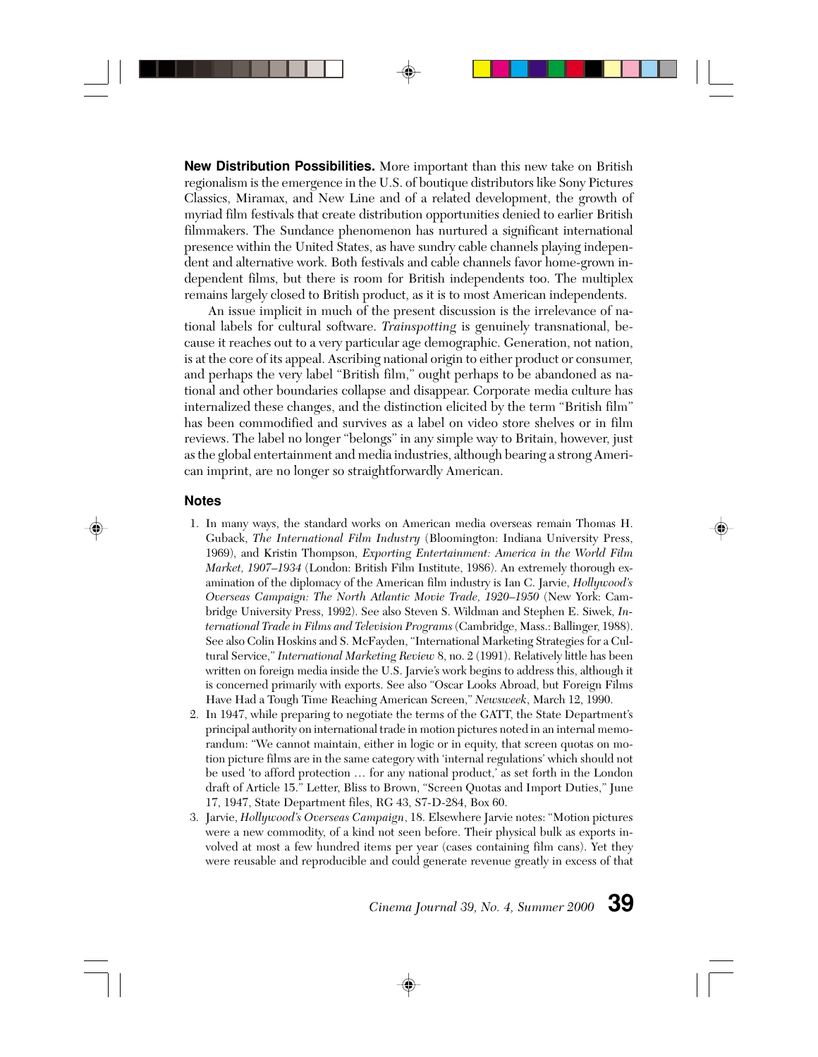**New Distribution Possibilities.** More important than this new take on British regionalism is the emergence in the U.S. of boutique distributors like Sony Pictures Classics, Miramax, and New Line and of a related development, the growth of myriad film festivals that create distribution opportunities denied to earlier British filmmakers. The Sundance phenomenon has nurtured a significant international presence within the United States, as have sundry cable channels playing independent and alternative work. Both festivals and cable channels favor home-grown independent films, but there is room for British independents too. The multiplex remains largely closed to British product, as it is to most American independents.

An issue implicit in much of the present discussion is the irrelevance of national labels for cultural software. *Trainspotting* is genuinely transnational, because it reaches out to a very particular age demographic. Generation, not nation, is at the core of its appeal. Ascribing national origin to either product or consumer, and perhaps the very label "British film," ought perhaps to be abandoned as national and other boundaries collapse and disappear. Corporate media culture has internalized these changes, and the distinction elicited by the term "British film" has been commodified and survives as a label on video store shelves or in film reviews. The label no longer "belongs" in any simple way to Britain, however, just as the global entertainment and media industries, although bearing a strong American imprint, are no longer so straightforwardly American.

### Notes

1. In many ways, the standard works on American media overseas remain Thomas H. Guback, *The International Film Industry* (Bloomington: Indiana University Press, 1969), and Kristin Thompson, *Exporting Entertainment: America in the World Film Market, 1907–1934* (London: British Film Institute, 1986). An extremely thorough examination of the diplomacy of the American film industry is Ian C. Jarvie, *Hollywood's Overseas Campaign: The North Atlantic Movie Trade, 1920–1950* (New York: Cambridge University Press, 1992). See also Steven S. Wildman and Stephen E. Siwek, *International Trade in Films and Television Programs* (Cambridge, Mass.: Ballinger, 1988). See also Colin Hoskins and S. McFayden, "International Marketing Strategies for a Cultural Service," *International Marketing Review* 8, no. 2 (1991). Relatively little has been written on foreign media inside the U.S. Jarvie's work begins to address this, although it is concerned primarily with exports. See also "Oscar Looks Abroad, but Foreign Films Have Had a Tough Time Reaching American Screen," *Newsweek*, March 12, 1990.
2. In 1947, while preparing to negotiate the terms of the GATT, the State Department's principal authority on international trade in motion pictures noted in an internal memorandum: "We cannot maintain, either in logic or in equity, that screen quotas on motion picture films are in the same category with 'internal regulations' which should not be used 'to afford protection … for any national product,' as set forth in the London draft of Article 15." Letter, Bliss to Brown, "Screen Quotas and Import Duties," June 17, 1947, State Department files, RG 43, S7-D-284, Box 60.
3. Jarvie, *Hollywood's Overseas Campaign*, 18. Elsewhere Jarvie notes: "Motion pictures were a new commodity, of a kind not seen before. Their physical bulk as exports involved at most a few hundred items per year (cases containing film cans). Yet they were reusable and reproducible and could generate revenue greatly in excess of that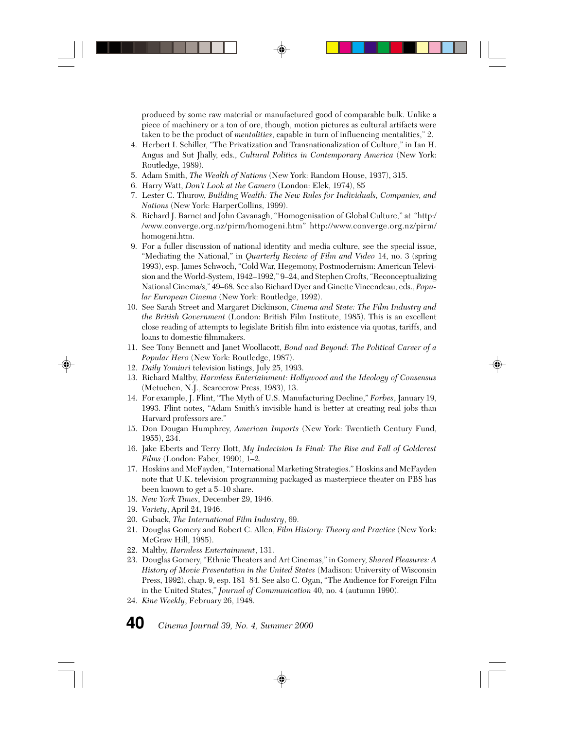produced by some raw material or manufactured good of comparable bulk. Unlike a piece of machinery or a ton of ore, though, motion pictures as cultural artifacts were taken to be the product of *mentalities*, capable in turn of influencing mentalities," 2.

4. Herbert I. Schiller, "The Privatization and Transnationalization of Culture," in Ian H. Angus and Sut Jhally, eds., *Cultural Politics in Contemporary America* (New York: Routledge, 1989).
5. Adam Smith, *The Wealth of Nations* (New York: Random House, 1937), 315.
6. Harry Watt, *Don't Look at the Camera* (London: Elek, 1974), 85
7. Lester C. Thurow, *Building Wealth: The New Rules for Individuals, Companies, and Nations* (New York: HarperCollins, 1999).
8. Richard J. Barnet and John Cavanagh, "Homogenisation of Global Culture," at "http://www.converge.org.nz/pirm/homogeni.htm" http://www.converge.org.nz/pirm/homogeni.htm.
9. For a fuller discussion of national identity and media culture, see the special issue, "Mediating the National," in *Quarterly Review of Film and Video* 14, no. 3 (spring 1993), esp. James Schwoch, "Cold War, Hegemony, Postmodernism: American Television and the World-System, 1942–1992," 9–24, and Stephen Crofts, "Reconceptualizing National Cinema/s," 49–68. See also Richard Dyer and Ginette Vincendeau, eds., *Popular European Cinema* (New York: Routledge, 1992).
10. See Sarah Street and Margaret Dickinson, *Cinema and State: The Film Industry and the British Government* (London: British Film Institute, 1985). This is an excellent close reading of attempts to legislate British film into existence via quotas, tariffs, and loans to domestic filmmakers.
11. See Tony Bennett and Janet Woollacott, *Bond and Beyond: The Political Career of a Popular Hero* (New York: Routledge, 1987).
12. *Daily Yomiuri* television listings, July 25, 1993.
13. Richard Maltby, *Harmless Entertainment: Hollywood and the Ideology of Consensus* (Metuchen, N.J., Scarecrow Press, 1983), 13.
14. For example, J. Flint, "The Myth of U.S. Manufacturing Decline," *Forbes*, January 19, 1993. Flint notes, "Adam Smith's invisible hand is better at creating real jobs than Harvard professors are."
15. Don Dougan Humphrey, *American Imports* (New York: Twentieth Century Fund, 1955), 234.
16. Jake Eberts and Terry Ilott, *My Indecision Is Final: The Rise and Fall of Goldcrest Films* (London: Faber, 1990), 1–2.
17. Hoskins and McFayden, "International Marketing Strategies." Hoskins and McFayden note that U.K. television programming packaged as masterpiece theater on PBS has been known to get a 5–10 share.
18. *New York Times*, December 29, 1946.
19. *Variety*, April 24, 1946.
20. Guback, *The International Film Industry*, 69.
21. Douglas Gomery and Robert C. Allen, *Film History: Theory and Practice* (New York: McGraw Hill, 1985).
22. Maltby, *Harmless Entertainment*, 131.
23. Douglas Gomery, "Ethnic Theaters and Art Cinemas," in Gomery, *Shared Pleasures: A History of Movie Presentation in the United States* (Madison: University of Wisconsin Press, 1992), chap. 9, esp. 181–84. See also C. Ogan, "The Audience for Foreign Film in the United States," *Journal of Communication* 40, no. 4 (autumn 1990).
24. *Kine Weekly*, February 26, 1948.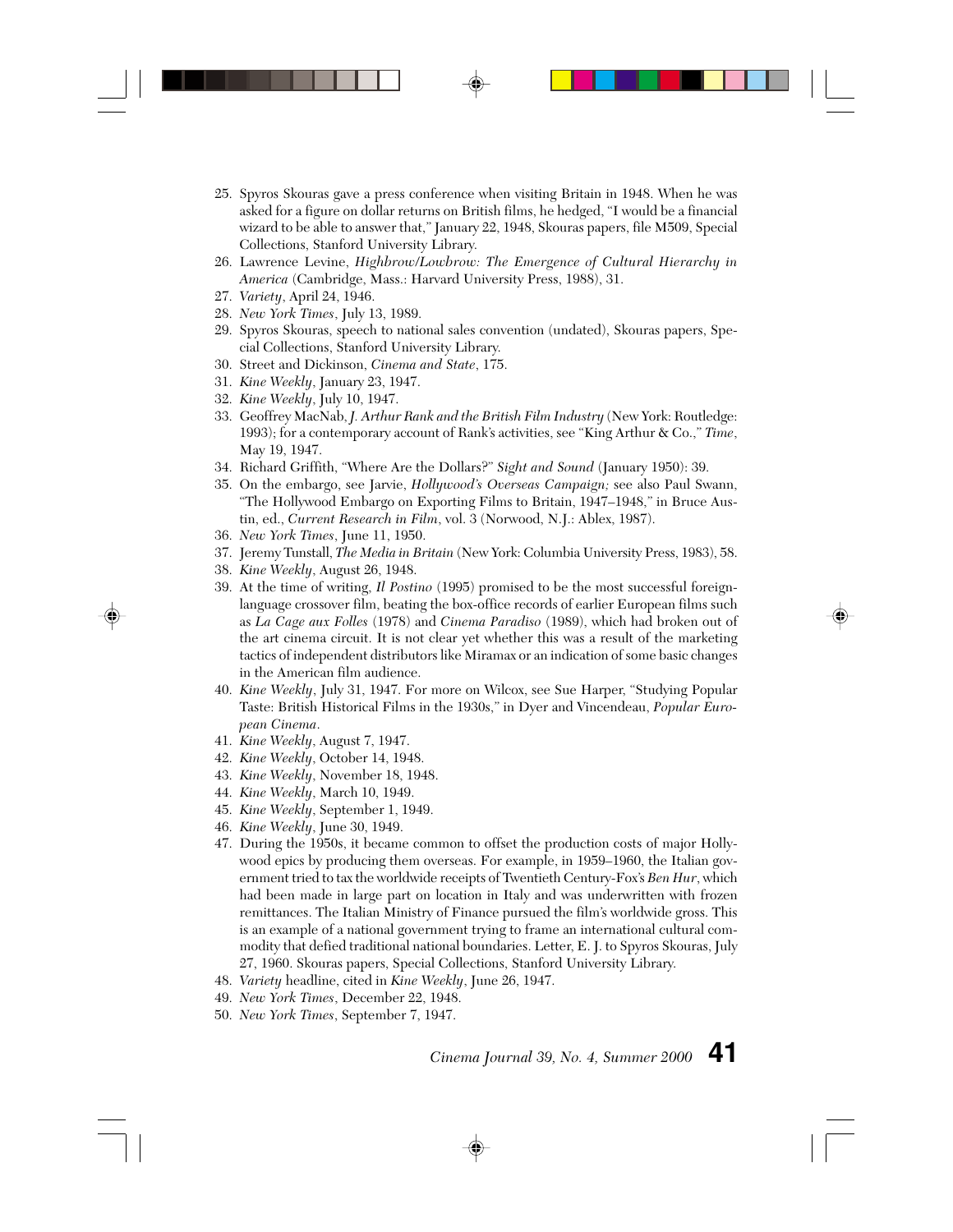25. Spyros Skouras gave a press conference when visiting Britain in 1948. When he was asked for a figure on dollar returns on British films, he hedged, "I would be a financial wizard to be able to answer that," January 22, 1948, Skouras papers, file M509, Special Collections, Stanford University Library.
26. Lawrence Levine, *Highbrow/Lowbrow: The Emergence of Cultural Hierarchy in America* (Cambridge, Mass.: Harvard University Press, 1988), 31.
27. *Variety*, April 24, 1946.
28. *New York Times*, July 13, 1989.
29. Spyros Skouras, speech to national sales convention (undated), Skouras papers, Special Collections, Stanford University Library.
30. Street and Dickinson, *Cinema and State*, 175.
31. *Kine Weekly*, January 23, 1947.
32. *Kine Weekly*, July 10, 1947.
33. Geoffrey MacNab, *J. Arthur Rank and the British Film Industry* (New York: Routledge: 1993); for a contemporary account of Rank's activities, see "King Arthur & Co.," *Time*, May 19, 1947.
34. Richard Griffith, "Where Are the Dollars?" *Sight and Sound* (January 1950): 39.
35. On the embargo, see Jarvie, *Hollywood's Overseas Campaign;* see also Paul Swann, "The Hollywood Embargo on Exporting Films to Britain, 1947–1948," in Bruce Austin, ed., *Current Research in Film*, vol. 3 (Norwood, N.J.: Ablex, 1987).
36. *New York Times*, June 11, 1950.
37. Jeremy Tunstall, *The Media in Britain* (New York: Columbia University Press, 1983), 58.
38. *Kine Weekly*, August 26, 1948.
39. At the time of writing, *Il Postino* (1995) promised to be the most successful foreign-language crossover film, beating the box-office records of earlier European films such as *La Cage aux Folles* (1978) and *Cinema Paradiso* (1989), which had broken out of the art cinema circuit. It is not clear yet whether this was a result of the marketing tactics of independent distributors like Miramax or an indication of some basic changes in the American film audience.
40. *Kine Weekly*, July 31, 1947. For more on Wilcox, see Sue Harper, "Studying Popular Taste: British Historical Films in the 1930s," in Dyer and Vincendeau, *Popular European Cinema*.
41. *Kine Weekly*, August 7, 1947.
42. *Kine Weekly*, October 14, 1948.
43. *Kine Weekly*, November 18, 1948.
44. *Kine Weekly*, March 10, 1949.
45. *Kine Weekly*, September 1, 1949.
46. *Kine Weekly*, June 30, 1949.
47. During the 1950s, it became common to offset the production costs of major Hollywood epics by producing them overseas. For example, in 1959–1960, the Italian government tried to tax the worldwide receipts of Twentieth Century-Fox's *Ben Hur*, which had been made in large part on location in Italy and was underwritten with frozen remittances. The Italian Ministry of Finance pursued the film's worldwide gross. This is an example of a national government trying to frame an international cultural commodity that defied traditional national boundaries. Letter, E. J. to Spyros Skouras, July 27, 1960. Skouras papers, Special Collections, Stanford University Library.
48. *Variety* headline, cited in *Kine Weekly*, June 26, 1947.
49. *New York Times*, December 22, 1948.
50. *New York Times*, September 7, 1947.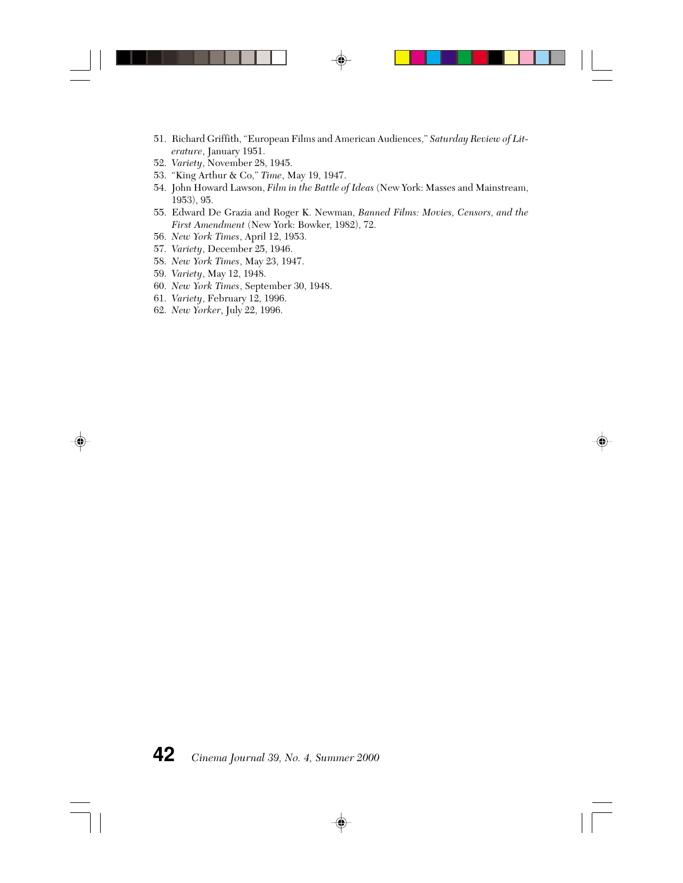51. Richard Griffith, "European Films and American Audiences," *Saturday Review of Literature*, January 1951.
52. *Variety*, November 28, 1945.
53. "King Arthur & Co," *Time*, May 19, 1947.
54. John Howard Lawson, *Film in the Battle of Ideas* (New York: Masses and Mainstream, 1953), 95.
55. Edward De Grazia and Roger K. Newman, *Banned Films: Movies, Censors, and the First Amendment* (New York: Bowker, 1982), 72.
56. *New York Times*, April 12, 1953.
57. *Variety*, December 25, 1946.
58. *New York Times*, May 23, 1947.
59. *Variety*, May 12, 1948.
60. *New York Times*, September 30, 1948.
61. *Variety*, February 12, 1996.
62. *New Yorker*, July 22, 1996.